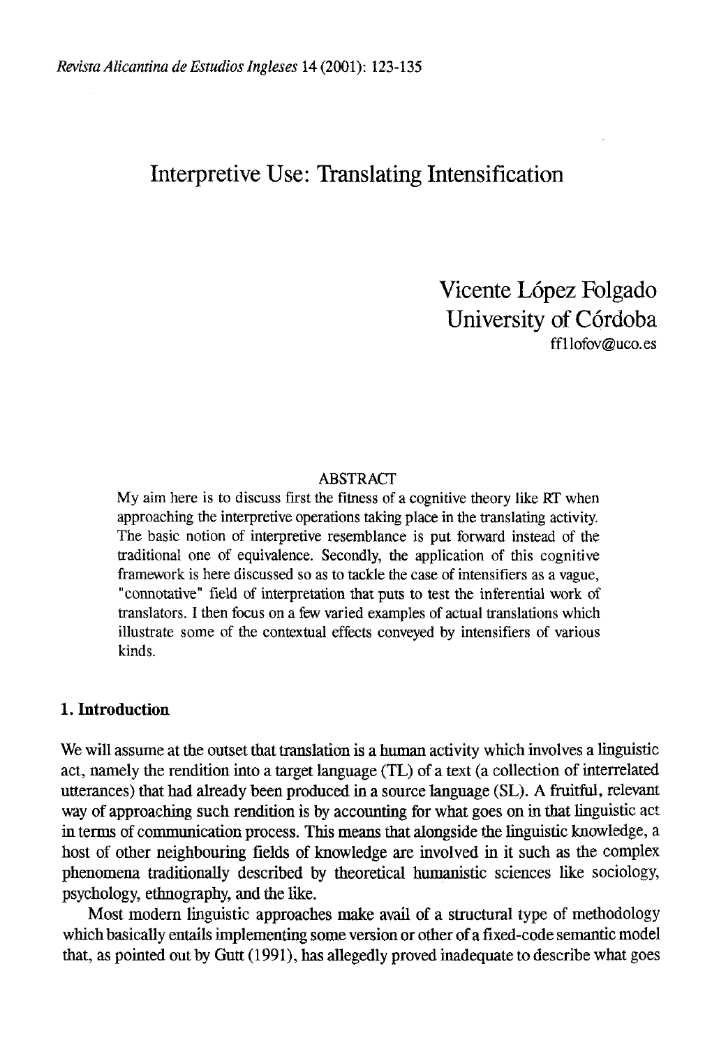# Interpretive Use: Translating Intensification

Vicente López Folgado
University of Córdoba
ff1lofov@uco.es

## ABSTRACT

My aim here is to discuss first the fitness of a cognitive theory like RT when approaching the interpretive operations taking place in the translating activity. The basic notion of interpretive resemblance is put forward instead of the traditional one of equivalence. Secondly, the application of this cognitive framework is here discussed so as to tackle the case of intensifiers as a vague, "connotative" field of interpretation that puts to test the inferential work of translators. I then focus on a few varied examples of actual translations which illustrate some of the contextual effects conveyed by intensifiers of various kinds.

## 1. Introduction

We will assume at the outset that translation is a human activity which involves a linguistic act, namely the rendition into a target language (TL) of a text (a collection of interrelated utterances) that had already been produced in a source language (SL). A fruitful, relevant way of approaching such rendition is by accounting for what goes on in that linguistic act in terms of communication process. This means that alongside the linguistic knowledge, a host of other neighbouring fields of knowledge are involved in it such as the complex phenomena traditionally described by theoretical humanistic sciences like sociology, psychology, ethnography, and the like.

Most modern linguistic approaches make avail of a structural type of methodology which basically entails implementing some version or other of a fixed-code semantic model that, as pointed out by Gutt (1991), has allegedly proved inadequate to describe what goes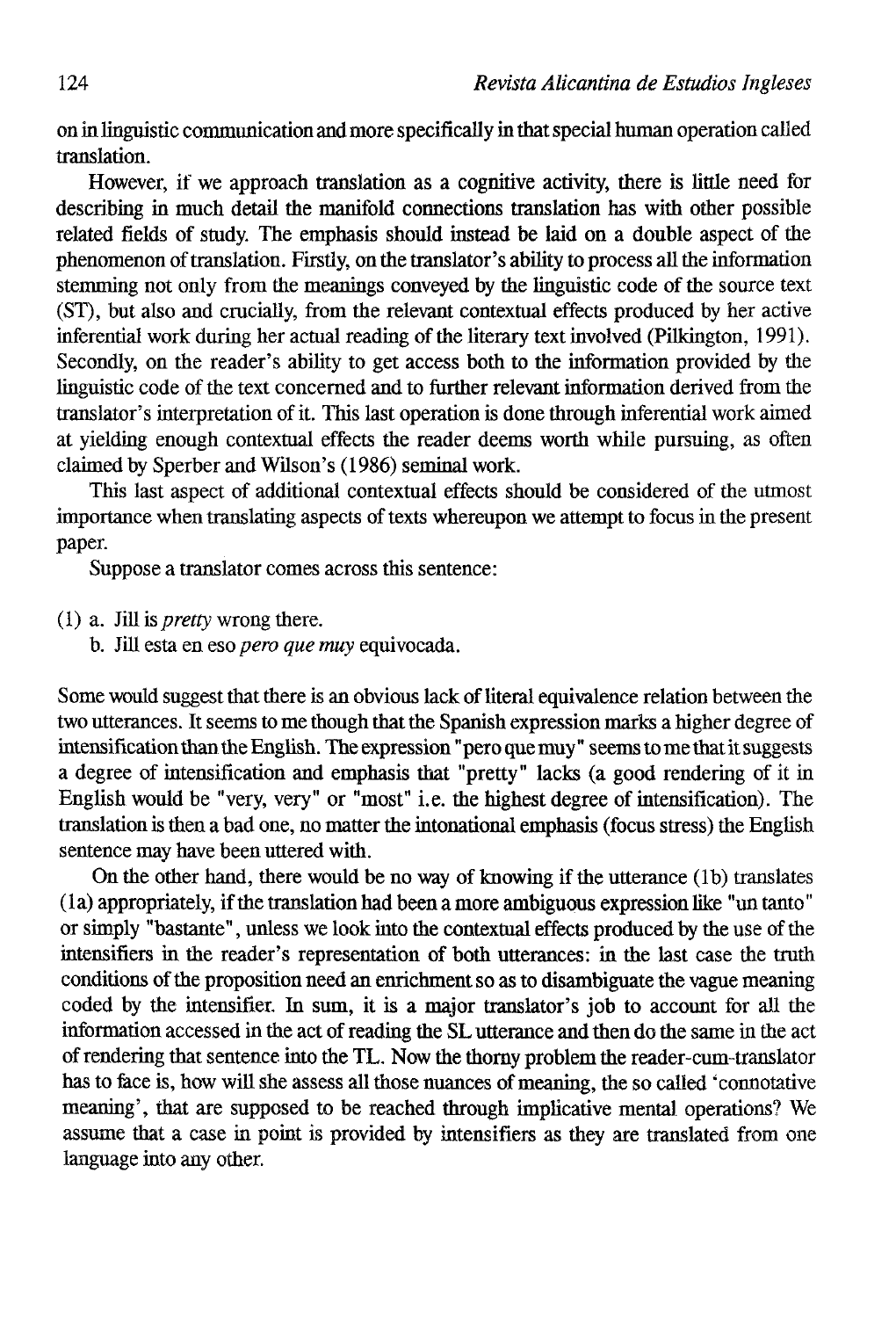on in linguistic communication and more specifically in that special human operation called translation.

However, if we approach translation as a cognitive activity, there is little need for describing in much detail the manifold connections translation has with other possible related fields of study. The emphasis should instead be laid on a double aspect of the phenomenon of translation. Firstly, on the translator's ability to process all the information stemming not only from the meanings conveyed by the linguistic code of the source text (ST), but also and crucially, from the relevant contextual effects produced by her active inferential work during her actual reading of the literary text involved (Pilkington, 1991). Secondly, on the reader's ability to get access both to the information provided by the linguistic code of the text concerned and to further relevant information derived from the translator's interpretation of it. This last operation is done through inferential work aimed at yielding enough contextual effects the reader deems worth while pursuing, as often claimed by Sperber and Wilson's (1986) seminal work.

This last aspect of additional contextual effects should be considered of the utmost importance when translating aspects of texts whereupon we attempt to focus in the present paper.

Suppose a translator comes across this sentence:

(1) a. Jill is *pretty* wrong there.
    b. Jill esta en eso *pero que muy* equivocada.

Some would suggest that there is an obvious lack of literal equivalence relation between the two utterances. It seems to me though that the Spanish expression marks a higher degree of intensification than the English. The expression "pero que muy" seems to me that it suggests a degree of intensification and emphasis that "pretty" lacks (a good rendering of it in English would be "very, very" or "most" i.e. the highest degree of intensification). The translation is then a bad one, no matter the intonational emphasis (focus stress) the English sentence may have been uttered with.

On the other hand, there would be no way of knowing if the utterance (1b) translates (1a) appropriately, if the translation had been a more ambiguous expression like "un tanto" or simply "bastante", unless we look into the contextual effects produced by the use of the intensifiers in the reader's representation of both utterances: in the last case the truth conditions of the proposition need an enrichment so as to disambiguate the vague meaning coded by the intensifier. In sum, it is a major translator's job to account for all the information accessed in the act of reading the SL utterance and then do the same in the act of rendering that sentence into the TL. Now the thorny problem the reader-cum-translator has to face is, how will she assess all those nuances of meaning, the so called 'connotative meaning', that are supposed to be reached through implicative mental operations? We assume that a case in point is provided by intensifiers as they are translated from one language into any other.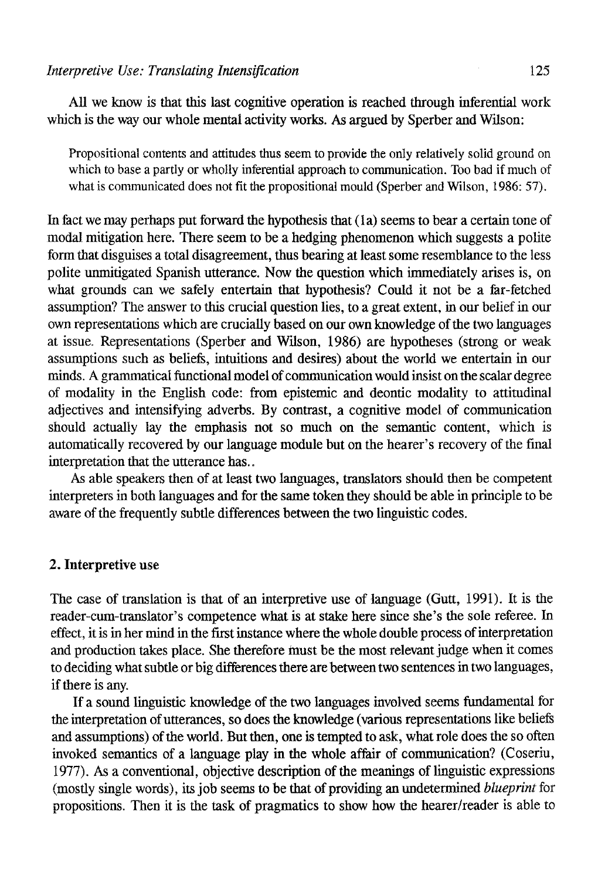All we know is that this last cognitive operation is reached through inferential work which is the way our whole mental activity works. As argued by Sperber and Wilson:

> Propositional contents and attitudes thus seem to provide the only relatively solid ground on which to base a partly or wholly inferential approach to communication. Too bad if much of what is communicated does not fit the propositional mould (Sperber and Wilson, 1986: 57).

In fact we may perhaps put forward the hypothesis that (1a) seems to bear a certain tone of modal mitigation here. There seem to be a hedging phenomenon which suggests a polite form that disguises a total disagreement, thus bearing at least some resemblance to the less polite unmitigated Spanish utterance. Now the question which immediately arises is, on what grounds can we safely entertain that hypothesis? Could it not be a far-fetched assumption? The answer to this crucial question lies, to a great extent, in our belief in our own representations which are crucially based on our own knowledge of the two languages at issue. Representations (Sperber and Wilson, 1986) are hypotheses (strong or weak assumptions such as beliefs, intuitions and desires) about the world we entertain in our minds. A grammatical functional model of communication would insist on the scalar degree of modality in the English code: from epistemic and deontic modality to attitudinal adjectives and intensifying adverbs. By contrast, a cognitive model of communication should actually lay the emphasis not so much on the semantic content, which is automatically recovered by our language module but on the hearer's recovery of the final interpretation that the utterance has..

As able speakers then of at least two languages, translators should then be competent interpreters in both languages and for the same token they should be able in principle to be aware of the frequently subtle differences between the two linguistic codes.

## 2. Interpretive use

The case of translation is that of an interpretive use of language (Gutt, 1991). It is the reader-cum-translator's competence what is at stake here since she's the sole referee. In effect, it is in her mind in the first instance where the whole double process of interpretation and production takes place. She therefore must be the most relevant judge when it comes to deciding what subtle or big differences there are between two sentences in two languages, if there is any.

If a sound linguistic knowledge of the two languages involved seems fundamental for the interpretation of utterances, so does the knowledge (various representations like beliefs and assumptions) of the world. But then, one is tempted to ask, what role does the so often invoked semantics of a language play in the whole affair of communication? (Coseriu, 1977). As a conventional, objective description of the meanings of linguistic expressions (mostly single words), its job seems to be that of providing an undetermined *blueprint* for propositions. Then it is the task of pragmatics to show how the hearer/reader is able to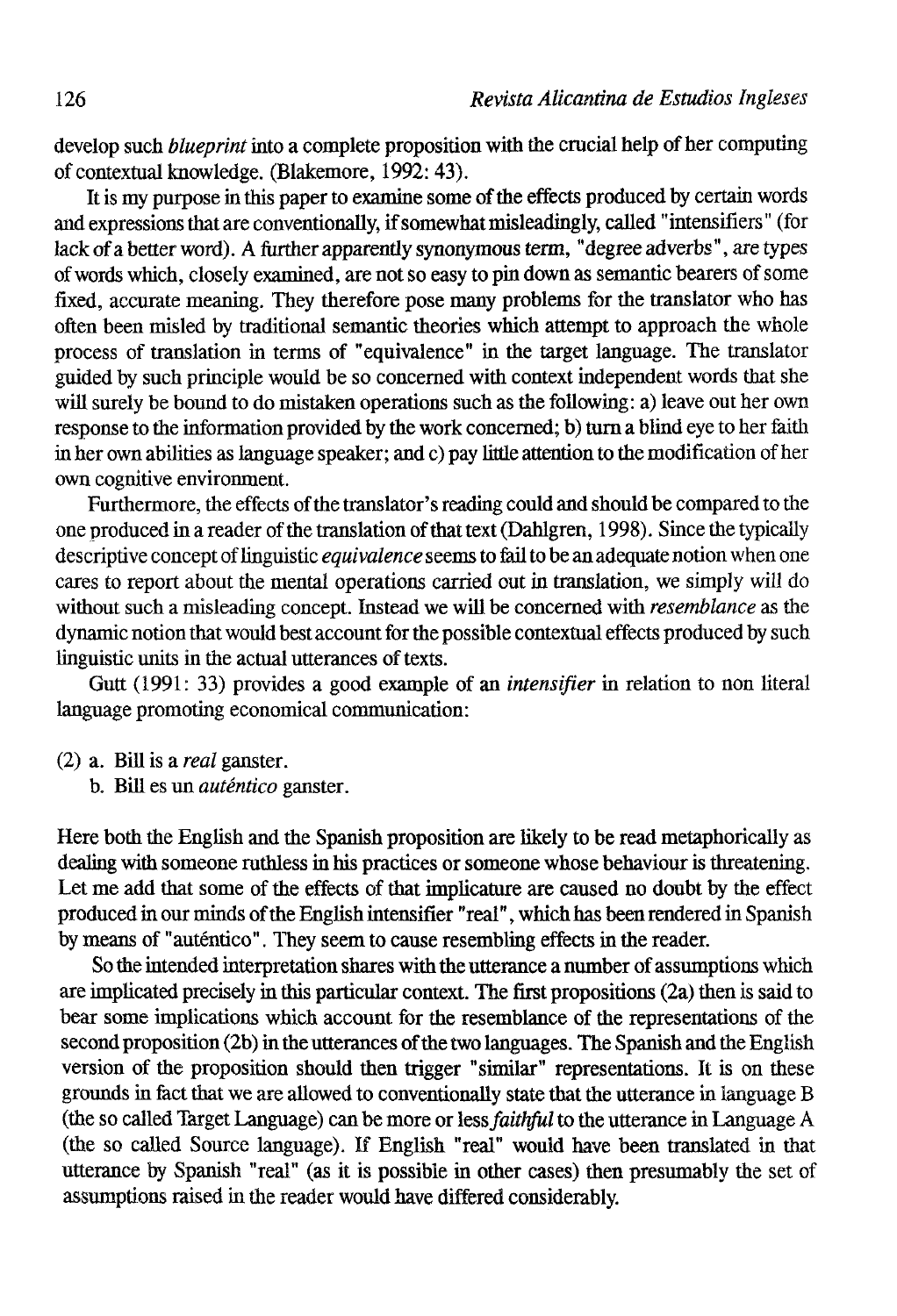develop such *blueprint* into a complete proposition with the crucial help of her computing of contextual knowledge. (Blakemore, 1992: 43).

It is my purpose in this paper to examine some of the effects produced by certain words and expressions that are conventionally, if somewhat misleadingly, called "intensifiers" (for lack of a better word). A further apparently synonymous term, "degree adverbs", are types of words which, closely examined, are not so easy to pin down as semantic bearers of some fixed, accurate meaning. They therefore pose many problems for the translator who has often been misled by traditional semantic theories which attempt to approach the whole process of translation in terms of "equivalence" in the target language. The translator guided by such principle would be so concerned with context independent words that she will surely be bound to do mistaken operations such as the following: a) leave out her own response to the information provided by the work concerned; b) turn a blind eye to her faith in her own abilities as language speaker; and c) pay little attention to the modification of her own cognitive environment.

Furthermore, the effects of the translator's reading could and should be compared to the one produced in a reader of the translation of that text (Dahlgren, 1998). Since the typically descriptive concept of linguistic *equivalence* seems to fail to be an adequate notion when one cares to report about the mental operations carried out in translation, we simply will do without such a misleading concept. Instead we will be concerned with *resemblance* as the dynamic notion that would best account for the possible contextual effects produced by such linguistic units in the actual utterances of texts.

Gutt (1991: 33) provides a good example of an *intensifier* in relation to non literal language promoting economical communication:

(2) a. Bill is a *real* ganster.
    b. Bill es un *auténtico* ganster.

Here both the English and the Spanish proposition are likely to be read metaphorically as dealing with someone ruthless in his practices or someone whose behaviour is threatening. Let me add that some of the effects of that implicature are caused no doubt by the effect produced in our minds of the English intensifier "real", which has been rendered in Spanish by means of "auténtico". They seem to cause resembling effects in the reader.

So the intended interpretation shares with the utterance a number of assumptions which are implicated precisely in this particular context. The first propositions (2a) then is said to bear some implications which account for the resemblance of the representations of the second proposition (2b) in the utterances of the two languages. The Spanish and the English version of the proposition should then trigger "similar" representations. It is on these grounds in fact that we are allowed to conventionally state that the utterance in language B (the so called Target Language) can be more or less *faithful* to the utterance in Language A (the so called Source language). If English "real" would have been translated in that utterance by Spanish "real" (as it is possible in other cases) then presumably the set of assumptions raised in the reader would have differed considerably.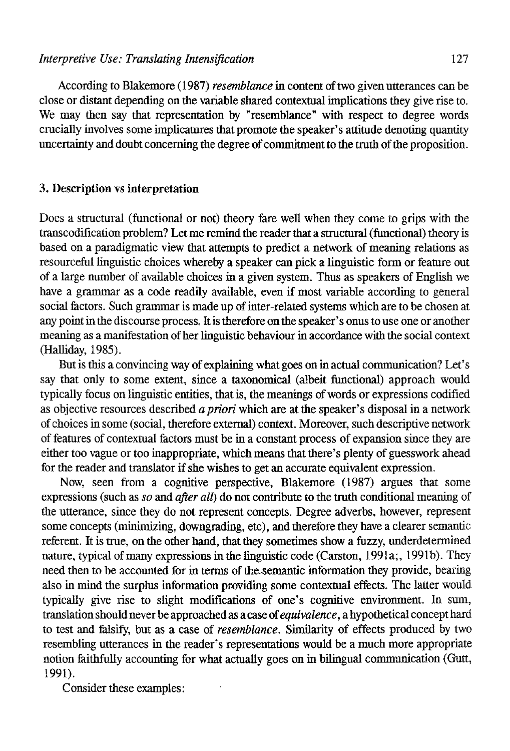According to Blakemore (1987) *resemblance* in content of two given utterances can be close or distant depending on the variable shared contextual implications they give rise to. We may then say that representation by "resemblance" with respect to degree words crucially involves some implicatures that promote the speaker's attitude denoting quantity uncertainty and doubt concerning the degree of commitment to the truth of the proposition.

## 3. Description vs interpretation

Does a structural (functional or not) theory fare well when they come to grips with the transcodification problem? Let me remind the reader that a structural (functional) theory is based on a paradigmatic view that attempts to predict a network of meaning relations as resourceful linguistic choices whereby a speaker can pick a linguistic form or feature out of a large number of available choices in a given system. Thus as speakers of English we have a grammar as a code readily available, even if most variable according to general social factors. Such grammar is made up of inter-related systems which are to be chosen at any point in the discourse process. It is therefore on the speaker's onus to use one or another meaning as a manifestation of her linguistic behaviour in accordance with the social context (Halliday, 1985).

But is this a convincing way of explaining what goes on in actual communication? Let's say that only to some extent, since a taxonomical (albeit functional) approach would typically focus on linguistic entities, that is, the meanings of words or expressions codified as objective resources described *a priori* which are at the speaker's disposal in a network of choices in some (social, therefore external) context. Moreover, such descriptive network of features of contextual factors must be in a constant process of expansion since they are either too vague or too inappropriate, which means that there's plenty of guesswork ahead for the reader and translator if she wishes to get an accurate equivalent expression.

Now, seen from a cognitive perspective, Blakemore (1987) argues that some expressions (such as *so* and *after all*) do not contribute to the truth conditional meaning of the utterance, since they do not represent concepts. Degree adverbs, however, represent some concepts (minimizing, downgrading, etc), and therefore they have a clearer semantic referent. It is true, on the other hand, that they sometimes show a fuzzy, underdetermined nature, typical of many expressions in the linguistic code (Carston, 1991a;, 1991b). They need then to be accounted for in terms of the semantic information they provide, bearing also in mind the surplus information providing some contextual effects. The latter would typically give rise to slight modifications of one's cognitive environment. In sum, translation should never be approached as a case of *equivalence*, a hypothetical concept hard to test and falsify, but as a case of *resemblance*. Similarity of effects produced by two resembling utterances in the reader's representations would be a much more appropriate notion faithfully accounting for what actually goes on in bilingual communication (Gutt, 1991).

Consider these examples: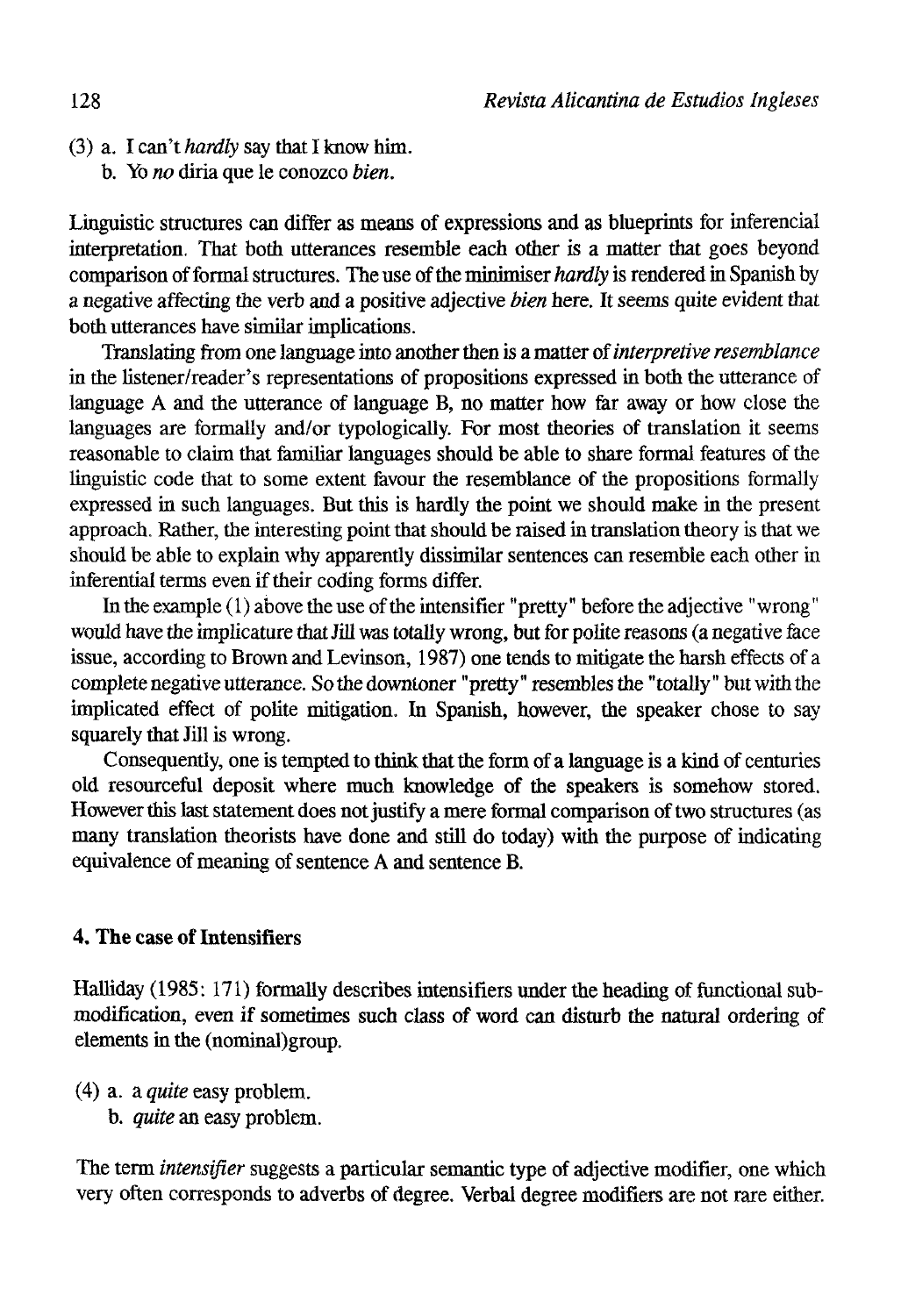(3) a. I can't *hardly* say that I know him.
 b. Yo *no* diría que le conozco *bien*.

Linguistic structures can differ as means of expressions and as blueprints for inferencial interpretation. That both utterances resemble each other is a matter that goes beyond comparison of formal structures. The use of the minimiser *hardly* is rendered in Spanish by a negative affecting the verb and a positive adjective *bien* here. It seems quite evident that both utterances have similar implications.

Translating from one language into another then is a matter of *interpretive resemblance* in the listener/reader's representations of propositions expressed in both the utterance of language A and the utterance of language B, no matter how far away or how close the languages are formally and/or typologically. For most theories of translation it seems reasonable to claim that familiar languages should be able to share formal features of the linguistic code that to some extent favour the resemblance of the propositions formally expressed in such languages. But this is hardly the point we should make in the present approach. Rather, the interesting point that should be raised in translation theory is that we should be able to explain why apparently dissimilar sentences can resemble each other in inferential terms even if their coding forms differ.

In the example (1) above the use of the intensifier "pretty" before the adjective "wrong" would have the implicature that Jill was totally wrong, but for polite reasons (a negative face issue, according to Brown and Levinson, 1987) one tends to mitigate the harsh effects of a complete negative utterance. So the downtoner "pretty" resembles the "totally" but with the implicated effect of polite mitigation. In Spanish, however, the speaker chose to say squarely that Jill is wrong.

Consequently, one is tempted to think that the form of a language is a kind of centuries old resourceful deposit where much knowledge of the speakers is somehow stored. However this last statement does not justify a mere formal comparison of two structures (as many translation theorists have done and still do today) with the purpose of indicating equivalence of meaning of sentence A and sentence B.

## 4. The case of Intensifiers

Halliday (1985: 171) formally describes intensifiers under the heading of functional sub-modification, even if sometimes such class of word can disturb the natural ordering of elements in the (nominal)group.

(4) a. a *quite* easy problem.
 b. *quite* an easy problem.

The term *intensifier* suggests a particular semantic type of adjective modifier, one which very often corresponds to adverbs of degree. Verbal degree modifiers are not rare either.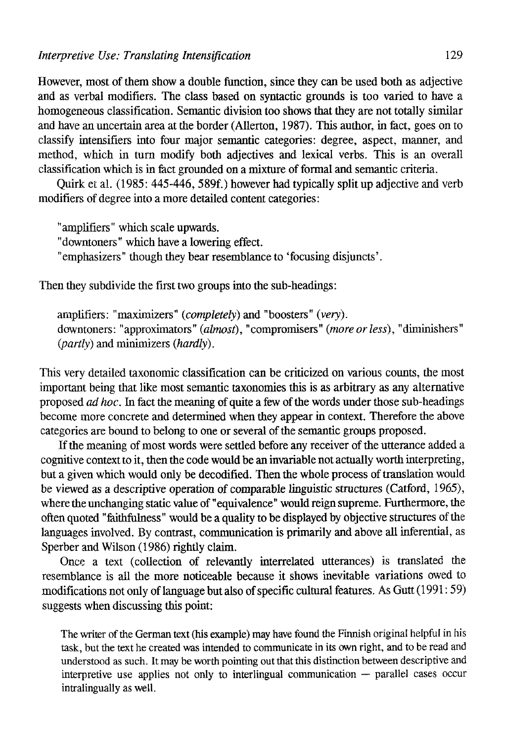However, most of them show a double function, since they can be used both as adjective and as verbal modifiers. The class based on syntactic grounds is too varied to have a homogeneous classification. Semantic division too shows that they are not totally similar and have an uncertain area at the border (Allerton, 1987). This author, in fact, goes on to classify intensifiers into four major semantic categories: degree, aspect, manner, and method, which in turn modify both adjectives and lexical verbs. This is an overall classification which is in fact grounded on a mixture of formal and semantic criteria.

Quirk et al. (1985: 445-446, 589f.) however had typically split up adjective and verb modifiers of degree into a more detailed content categories:

> "amplifiers" which scale upwards.
> "downtoners" which have a lowering effect.
> "emphasizers" though they bear resemblance to 'focusing disjuncts'.

Then they subdivide the first two groups into the sub-headings:

> amplifiers: "maximizers" (*completely*) and "boosters" (*very*).
> downtoners: "approximators" (*almost*), "compromisers" (*more or less*), "diminishers" (*partly*) and minimizers (*hardly*).

This very detailed taxonomic classification can be criticized on various counts, the most important being that like most semantic taxonomies this is as arbitrary as any alternative proposed *ad hoc*. In fact the meaning of quite a few of the words under those sub-headings become more concrete and determined when they appear in context. Therefore the above categories are bound to belong to one or several of the semantic groups proposed.

If the meaning of most words were settled before any receiver of the utterance added a cognitive context to it, then the code would be an invariable not actually worth interpreting, but a given which would only be decodified. Then the whole process of translation would be viewed as a descriptive operation of comparable linguistic structures (Catford, 1965), where the unchanging static value of "equivalence" would reign supreme. Furthermore, the often quoted "faithfulness" would be a quality to be displayed by objective structures of the languages involved. By contrast, communication is primarily and above all inferential, as Sperber and Wilson (1986) rightly claim.

Once a text (collection of relevantly interrelated utterances) is translated the resemblance is all the more noticeable because it shows inevitable variations owed to modifications not only of language but also of specific cultural features. As Gutt (1991: 59) suggests when discussing this point:

> The writer of the German text (his example) may have found the Finnish original helpful in his task, but the text he created was intended to communicate in its own right, and to be read and understood as such. It may be worth pointing out that this distinction between descriptive and interpretive use applies not only to interlingual communication — parallel cases occur intralingually as well.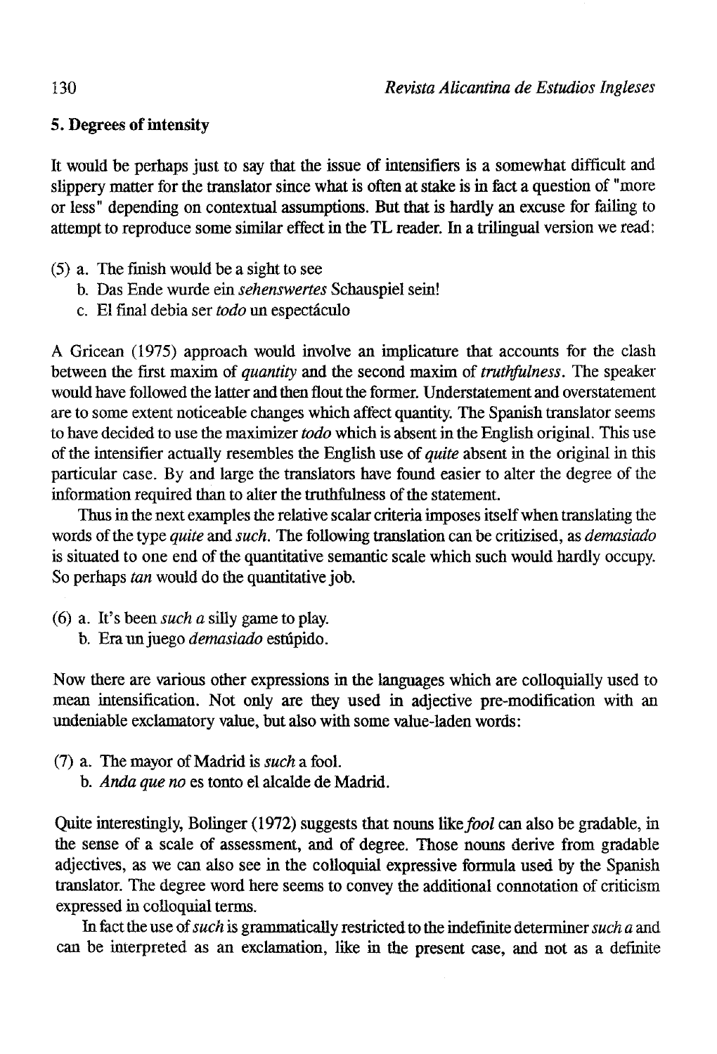## 5. Degrees of intensity

It would be perhaps just to say that the issue of intensifiers is a somewhat difficult and slippery matter for the translator since what is often at stake is in fact a question of "more or less" depending on contextual assumptions. But that is hardly an excuse for failing to attempt to reproduce some similar effect in the TL reader. In a trilingual version we read:

(5) a. The finish would be a sight to see
 b. Das Ende wurde ein *sehenswertes* Schauspiel sein!
 c. El final debia ser *todo* un espectáculo

A Gricean (1975) approach would involve an implicature that accounts for the clash between the first maxim of *quantity* and the second maxim of *truthfulness*. The speaker would have followed the latter and then flout the former. Understatement and overstatement are to some extent noticeable changes which affect quantity. The Spanish translator seems to have decided to use the maximizer *todo* which is absent in the English original. This use of the intensifier actually resembles the English use of *quite* absent in the original in this particular case. By and large the translators have found easier to alter the degree of the information required than to alter the truthfulness of the statement.

Thus in the next examples the relative scalar criteria imposes itself when translating the words of the type *quite* and *such*. The following translation can be critizised, as *demasiado* is situated to one end of the quantitative semantic scale which such would hardly occupy. So perhaps *tan* would do the quantitative job.

(6) a. It's been *such a* silly game to play.
 b. Era un juego *demasiado* estúpido.

Now there are various other expressions in the languages which are colloquially used to mean intensification. Not only are they used in adjective pre-modification with an undeniable exclamatory value, but also with some value-laden words:

(7) a. The mayor of Madrid is *such* a fool.
 b. *Anda que no* es tonto el alcalde de Madrid.

Quite interestingly, Bolinger (1972) suggests that nouns like *fool* can also be gradable, in the sense of a scale of assessment, and of degree. Those nouns derive from gradable adjectives, as we can also see in the colloquial expressive formula used by the Spanish translator. The degree word here seems to convey the additional connotation of criticism expressed in colloquial terms.

In fact the use of *such* is grammatically restricted to the indefinite determiner *such a* and can be interpreted as an exclamation, like in the present case, and not as a definite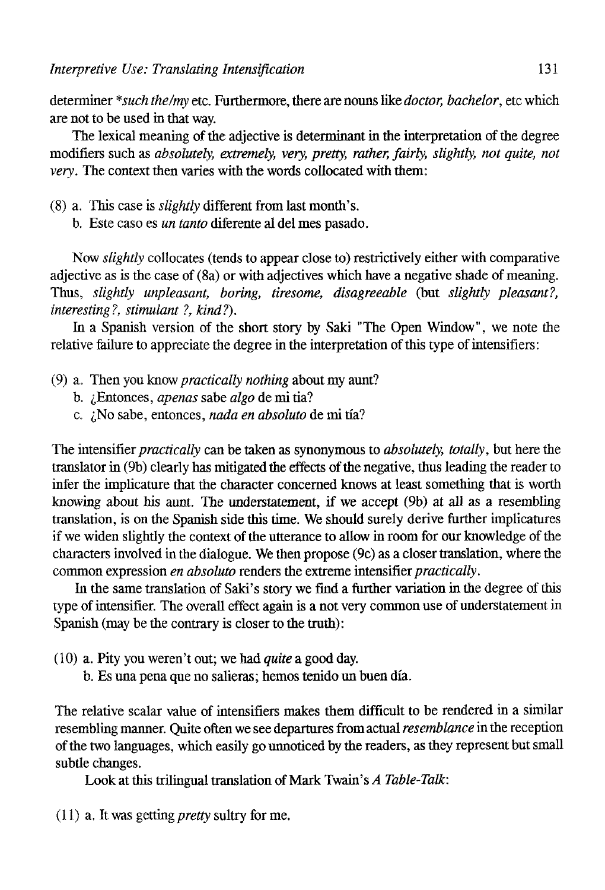determiner **such the/my* etc. Furthermore, there are nouns like *doctor, bachelor*, etc which are not to be used in that way.

The lexical meaning of the adjective is determinant in the interpretation of the degree modifiers such as *absolutely, extremely, very, pretty, rather, fairly, slightly, not quite, not very*. The context then varies with the words collocated with them:

(8) a. This case is *slightly* different from last month's.
    b. Este caso es *un tanto* diferente al del mes pasado.

Now *slightly* collocates (tends to appear close to) restrictively either with comparative adjective as is the case of (8a) or with adjectives which have a negative shade of meaning. Thus, *slightly unpleasant, boring, tiresome, disagreeable* (but *slightly pleasant?, interesting?, stimulant ?, kind?*).

In a Spanish version of the short story by Saki "The Open Window", we note the relative failure to appreciate the degree in the interpretation of this type of intensifiers:

(9) a. Then you know *practically nothing* about my aunt?
    b. ¿Entonces, *apenas* sabe *algo* de mi tia?
    c. ¿No sabe, entonces, *nada en absoluto* de mi tía?

The intensifier *practically* can be taken as synonymous to *absolutely, totally*, but here the translator in (9b) clearly has mitigated the effects of the negative, thus leading the reader to infer the implicature that the character concerned knows at least something that is worth knowing about his aunt. The understatement, if we accept (9b) at all as a resembling translation, is on the Spanish side this time. We should surely derive further implicatures if we widen slightly the context of the utterance to allow in room for our knowledge of the characters involved in the dialogue. We then propose (9c) as a closer translation, where the common expression *en absoluto* renders the extreme intensifier *practically*.

In the same translation of Saki's story we find a further variation in the degree of this type of intensifier. The overall effect again is a not very common use of understatement in Spanish (may be the contrary is closer to the truth):

(10) a. Pity you weren't out; we had *quite* a good day.
     b. Es una pena que no salieras; hemos tenido un buen día.

The relative scalar value of intensifiers makes them difficult to be rendered in a similar resembling manner. Quite often we see departures from actual *resemblance* in the reception of the two languages, which easily go unnoticed by the readers, as they represent but small subtle changes.

Look at this trilingual translation of Mark Twain's *A Table-Talk*:

(11) a. It was getting *pretty* sultry for me.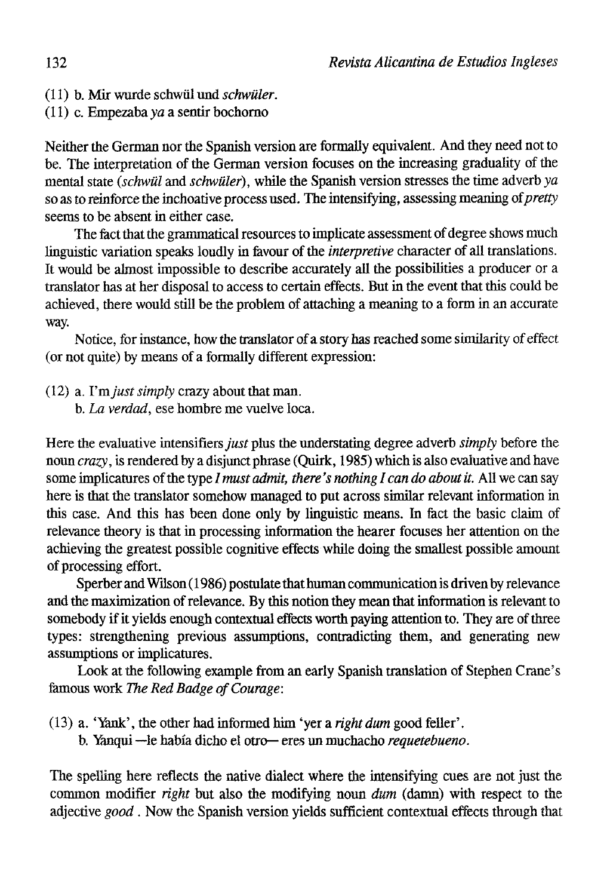(11) b. Mir wurde schwül und *schwüler*.
(11) c. Empezaba *ya* a sentir bochorno

Neither the German nor the Spanish version are formally equivalent. And they need not to be. The interpretation of the German version focuses on the increasing graduality of the mental state (*schwül* and *schwüler*), while the Spanish version stresses the time adverb *ya* so as to reinforce the inchoative process used. The intensifying, assessing meaning of *pretty* seems to be absent in either case.

The fact that the grammatical resources to implicate assessment of degree shows much linguistic variation speaks loudly in favour of the *interpretive* character of all translations. It would be almost impossible to describe accurately all the possibilities a producer or a translator has at her disposal to access to certain effects. But in the event that this could be achieved, there would still be the problem of attaching a meaning to a form in an accurate way.

Notice, for instance, how the translator of a story has reached some similarity of effect (or not quite) by means of a formally different expression:

(12) a. I'm *just simply* crazy about that man.
 b. *La verdad*, ese hombre me vuelve loca.

Here the evaluative intensifiers *just* plus the understating degree adverb *simply* before the noun *crazy*, is rendered by a disjunct phrase (Quirk, 1985) which is also evaluative and have some implicatures of the type *I must admit, there's nothing I can do about it.* All we can say here is that the translator somehow managed to put across similar relevant information in this case. And this has been done only by linguistic means. In fact the basic claim of relevance theory is that in processing information the hearer focuses her attention on the achieving the greatest possible cognitive effects while doing the smallest possible amount of processing effort.

Sperber and Wilson (1986) postulate that human communication is driven by relevance and the maximization of relevance. By this notion they mean that information is relevant to somebody if it yields enough contextual effects worth paying attention to. They are of three types: strengthening previous assumptions, contradicting them, and generating new assumptions or implicatures.

Look at the following example from an early Spanish translation of Stephen Crane's famous work *The Red Badge of Courage*:

(13) a. 'Yank', the other had informed him 'yer a *right dum* good feller'.
 b. Yanqui —le había dicho el otro— eres un muchacho *requetebueno*.

The spelling here reflects the native dialect where the intensifying cues are not just the common modifier *right* but also the modifying noun *dum* (damn) with respect to the adjective *good* . Now the Spanish version yields sufficient contextual effects through that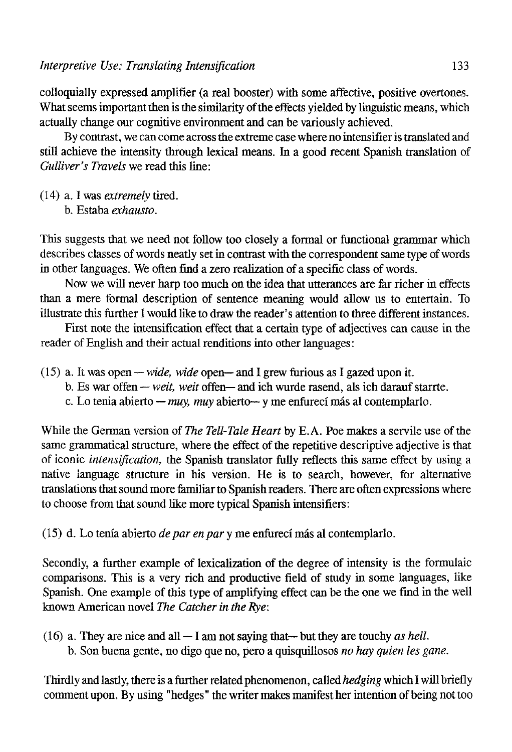colloquially expressed amplifier (a real booster) with some affective, positive overtones. What seems important then is the similarity of the effects yielded by linguistic means, which actually change our cognitive environment and can be variously achieved.

By contrast, we can come across the extreme case where no intensifier is translated and still achieve the intensity through lexical means. In a good recent Spanish translation of *Gulliver's Travels* we read this line:

(14) a. I was *extremely* tired.
  b. Estaba *exhausto*.

This suggests that we need not follow too closely a formal or functional grammar which describes classes of words neatly set in contrast with the correspondent same type of words in other languages. We often find a zero realization of a specific class of words.

Now we will never harp too much on the idea that utterances are far richer in effects than a mere formal description of sentence meaning would allow us to entertain. To illustrate this further I would like to draw the reader's attention to three different instances.

First note the intensification effect that a certain type of adjectives can cause in the reader of English and their actual renditions into other languages:

(15) a. It was open — *wide, wide* open— and I grew furious as I gazed upon it.
  b. Es war offen — *weit, weit* offen— and ich wurde rasend, als ich darauf starrte.
  c. Lo tenia abierto — *muy, muy* abierto— y me enfurecí más al contemplarlo.

While the German version of *The Tell-Tale Heart* by E.A. Poe makes a servile use of the same grammatical structure, where the effect of the repetitive descriptive adjective is that of iconic *intensification*, the Spanish translator fully reflects this same effect by using a native language structure in his version. He is to search, however, for alternative translations that sound more familiar to Spanish readers. There are often expressions where to choose from that sound like more typical Spanish intensifiers:

(15) d. Lo tenía abierto *de par en par* y me enfurecí más al contemplarlo.

Secondly, a further example of lexicalization of the degree of intensity is the formulaic comparisons. This is a very rich and productive field of study in some languages, like Spanish. One example of this type of amplifying effect can be the one we find in the well known American novel *The Catcher in the Rye*:

(16) a. They are nice and all — I am not saying that— but they are touchy *as hell*.
  b. Son buena gente, no digo que no, pero a quisquillosos *no hay quien les gane*.

Thirdly and lastly, there is a further related phenomenon, called *hedging* which I will briefly comment upon. By using "hedges" the writer makes manifest her intention of being not too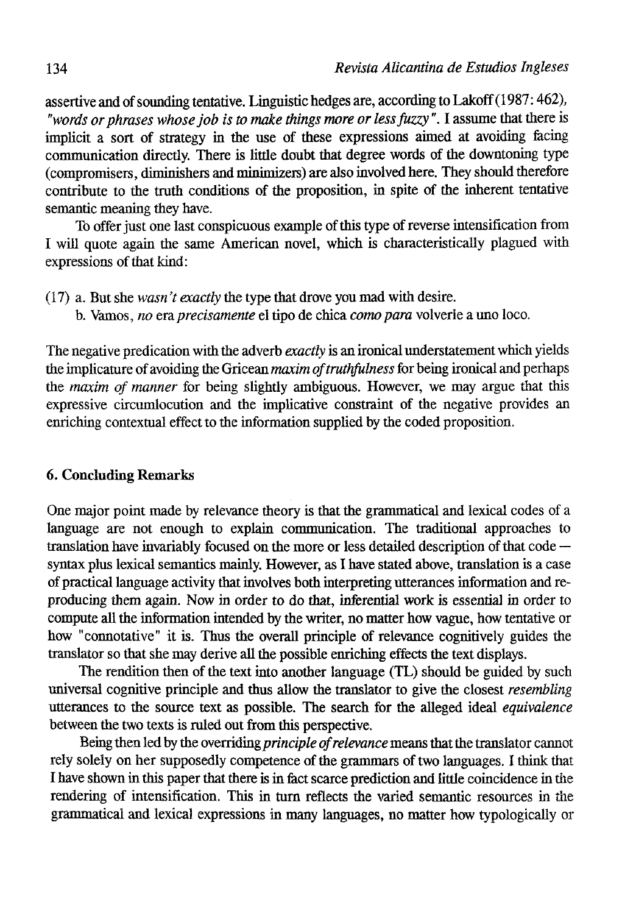assertive and of sounding tentative. Linguistic hedges are, according to Lakoff (1987: 462), *"words or phrases whose job is to make things more or less fuzzy"*. I assume that there is implicit a sort of strategy in the use of these expressions aimed at avoiding facing communication directly. There is little doubt that degree words of the downtoning type (compromisers, diminishers and minimizers) are also involved here. They should therefore contribute to the truth conditions of the proposition, in spite of the inherent tentative semantic meaning they have.

To offer just one last conspicuous example of this type of reverse intensification from I will quote again the same American novel, which is characteristically plagued with expressions of that kind:

(17) a. But she *wasn't exactly* the type that drove you mad with desire.
b. Vamos, *no* era *precisamente* el tipo de chica *como para* volverle a uno loco.

The negative predication with the adverb *exactly* is an ironical understatement which yields the implicature of avoiding the Gricean *maxim of truthfulness* for being ironical and perhaps the *maxim of manner* for being slightly ambiguous. However, we may argue that this expressive circumlocution and the implicative constraint of the negative provides an enriching contextual effect to the information supplied by the coded proposition.

## 6. Concluding Remarks

One major point made by relevance theory is that the grammatical and lexical codes of a language are not enough to explain communication. The traditional approaches to translation have invariably focused on the more or less detailed description of that code — syntax plus lexical semantics mainly. However, as I have stated above, translation is a case of practical language activity that involves both interpreting utterances information and reproducing them again. Now in order to do that, inferential work is essential in order to compute all the information intended by the writer, no matter how vague, how tentative or how "connotative" it is. Thus the overall principle of relevance cognitively guides the translator so that she may derive all the possible enriching effects the text displays.

The rendition then of the text into another language (TL) should be guided by such universal cognitive principle and thus allow the translator to give the closest *resembling* utterances to the source text as possible. The search for the alleged ideal *equivalence* between the two texts is ruled out from this perspective.

Being then led by the overriding *principle of relevance* means that the translator cannot rely solely on her supposedly competence of the grammars of two languages. I think that I have shown in this paper that there is in fact scarce prediction and little coincidence in the rendering of intensification. This in turn reflects the varied semantic resources in the grammatical and lexical expressions in many languages, no matter how typologically or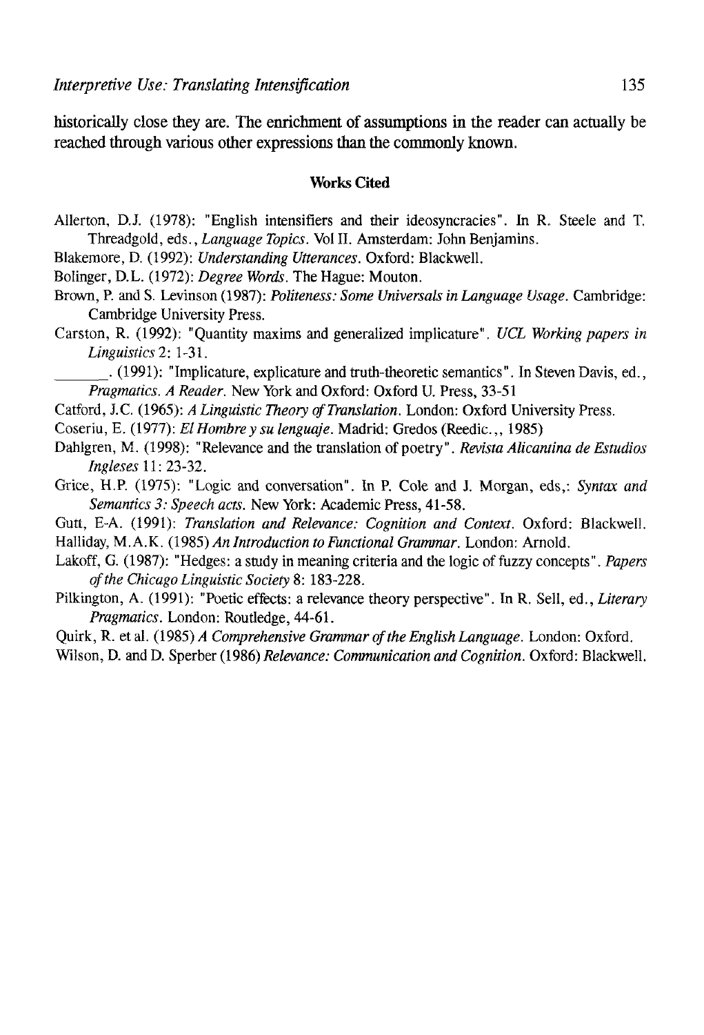historically close they are. The enrichment of assumptions in the reader can actually be reached through various other expressions than the commonly known.

## Works Cited

Allerton, D.J. (1978): "English intensifiers and their ideosyncracies". In R. Steele and T. Threadgold, eds., *Language Topics*. Vol II. Amsterdam: John Benjamins.

Blakemore, D. (1992): *Understanding Utterances*. Oxford: Blackwell.

Bolinger, D.L. (1972): *Degree Words*. The Hague: Mouton.

Brown, P. and S. Levinson (1987): *Politeness: Some Universals in Language Usage*. Cambridge: Cambridge University Press.

Carston, R. (1992): "Quantity maxims and generalized implicature". *UCL Working papers in Linguistics* 2: 1-31.

\_\_\_\_\_\_. (1991): "Implicature, explicature and truth-theoretic semantics". In Steven Davis, ed., *Pragmatics. A Reader*. New York and Oxford: Oxford U. Press, 33-51

Catford, J.C. (1965): *A Linguistic Theory of Translation*. London: Oxford University Press.

Coseriu, E. (1977): *El Hombre y su lenguaje*. Madrid: Gredos (Reedic.,, 1985)

Dahlgren, M. (1998): "Relevance and the translation of poetry". *Revista Alicantina de Estudios Ingleses* 11: 23-32.

Grice, H.P. (1975): "Logic and conversation". In P. Cole and J. Morgan, eds,: *Syntax and Semantics 3: Speech acts*. New York: Academic Press, 41-58.

Gutt, E-A. (1991): *Translation and Relevance: Cognition and Context*. Oxford: Blackwell.

Halliday, M.A.K. (1985) *An Introduction to Functional Grammar*. London: Arnold.

Lakoff, G. (1987): "Hedges: a study in meaning criteria and the logic of fuzzy concepts". *Papers of the Chicago Linguistic Society* 8: 183-228.

Pilkington, A. (1991): "Poetic effects: a relevance theory perspective". In R. Sell, ed., *Literary Pragmatics*. London: Routledge, 44-61.

Quirk, R. et al. (1985) *A Comprehensive Grammar of the English Language*. London: Oxford.

Wilson, D. and D. Sperber (1986) *Relevance: Communication and Cognition*. Oxford: Blackwell.